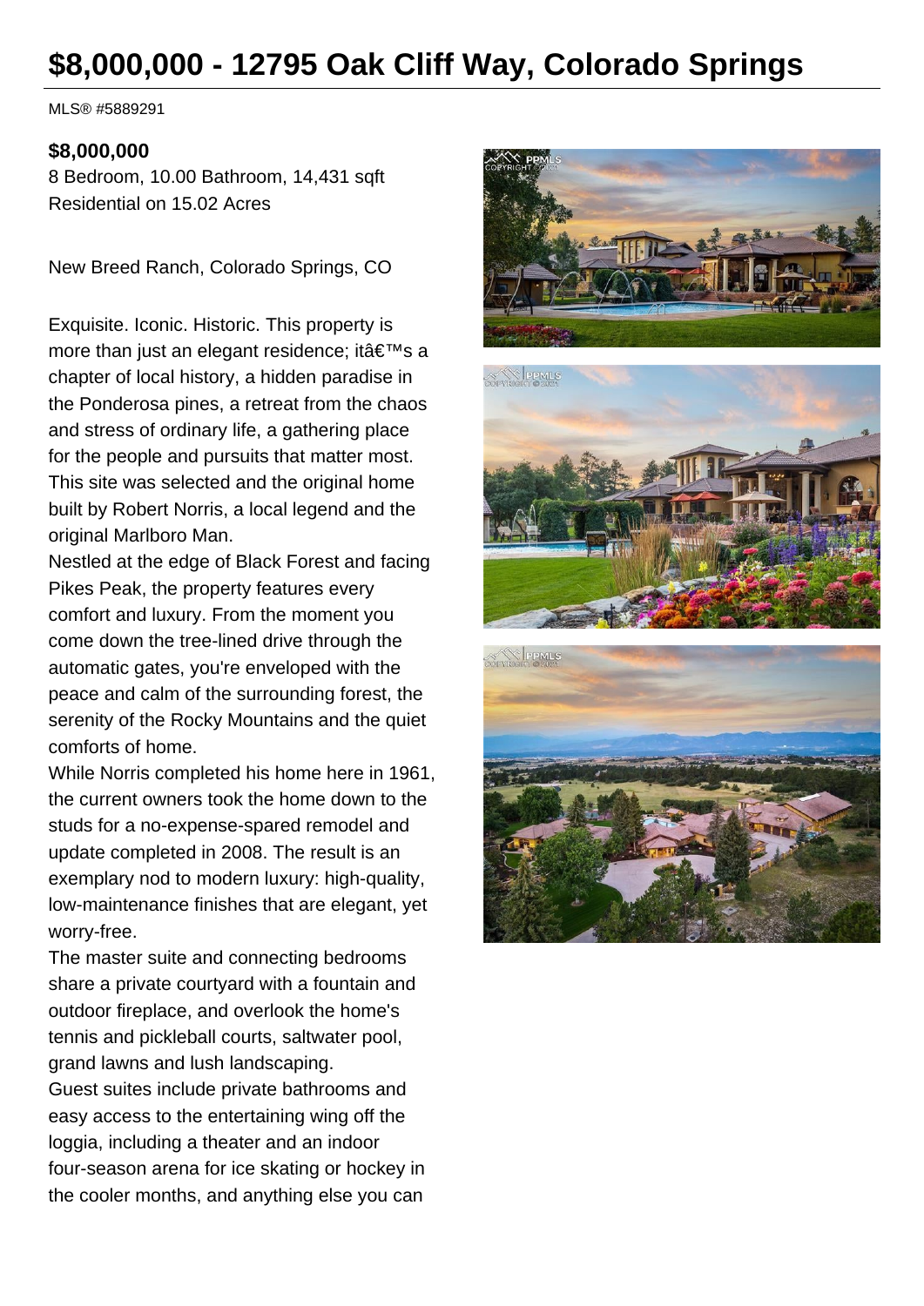# $8,000,000 - 12795 Oak Cliff Way, Colorado Springs

MLS® #5889291

**$8,000,000**

8 Bedroom, 10.00 Bathroom, 14,431 sqft
Residential on 15.02 Acres

New Breed Ranch, Colorado Springs, CO

Exquisite. Iconic. Historic. This property is more than just an elegant residence; itâ€™s a chapter of local history, a hidden paradise in the Ponderosa pines, a retreat from the chaos and stress of ordinary life, a gathering place for the people and pursuits that matter most. This site was selected and the original home built by Robert Norris, a local legend and the original Marlboro Man.
Nestled at the edge of Black Forest and facing Pikes Peak, the property features every comfort and luxury. From the moment you come down the tree-lined drive through the automatic gates, you're enveloped with the peace and calm of the surrounding forest, the serenity of the Rocky Mountains and the quiet comforts of home.
While Norris completed his home here in 1961, the current owners took the home down to the studs for a no-expense-spared remodel and update completed in 2008. The result is an exemplary nod to modern luxury: high-quality, low-maintenance finishes that are elegant, yet worry-free.
The master suite and connecting bedrooms share a private courtyard with a fountain and outdoor fireplace, and overlook the home's tennis and pickleball courts, saltwater pool, grand lawns and lush landscaping.
Guest suites include private bathrooms and easy access to the entertaining wing off the loggia, including a theater and an indoor four-season arena for ice skating or hockey in the cooler months, and anything else you can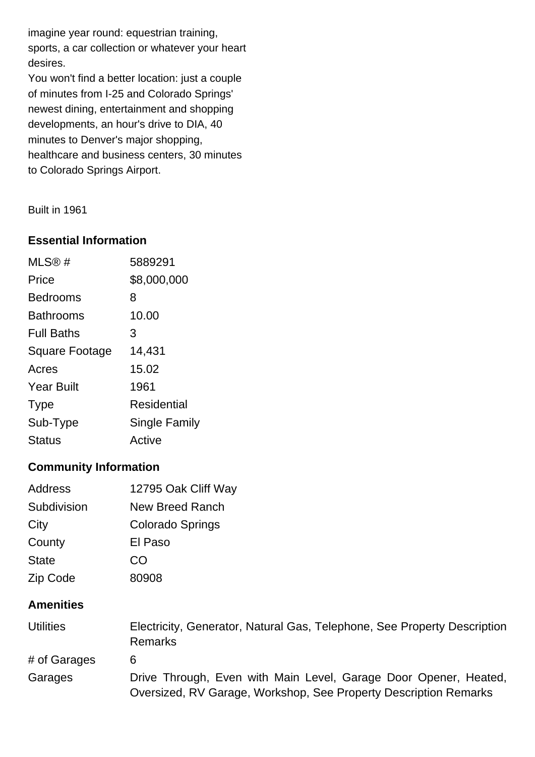imagine year round: equestrian training, sports, a car collection or whatever your heart desires.

You won't find a better location: just a couple of minutes from I-25 and Colorado Springs' newest dining, entertainment and shopping developments, an hour's drive to DIA, 40 minutes to Denver's major shopping, healthcare and business centers, 30 minutes to Colorado Springs Airport.

Built in 1961

## Essential Information

| | |
|---|---|
| MLS® # | 5889291 |
| Price | $8,000,000 |
| Bedrooms | 8 |
| Bathrooms | 10.00 |
| Full Baths | 3 |
| Square Footage | 14,431 |
| Acres | 15.02 |
| Year Built | 1961 |
| Type | Residential |
| Sub-Type | Single Family |
| Status | Active |

## Community Information

| | |
|---|---|
| Address | 12795 Oak Cliff Way |
| Subdivision | New Breed Ranch |
| City | Colorado Springs |
| County | El Paso |
| State | CO |
| Zip Code | 80908 |

## Amenities

| | |
|---|---|
| Utilities | Electricity, Generator, Natural Gas, Telephone, See Property Description Remarks |
| # of Garages | 6 |
| Garages | Drive Through, Even with Main Level, Garage Door Opener, Heated, Oversized, RV Garage, Workshop, See Property Description Remarks |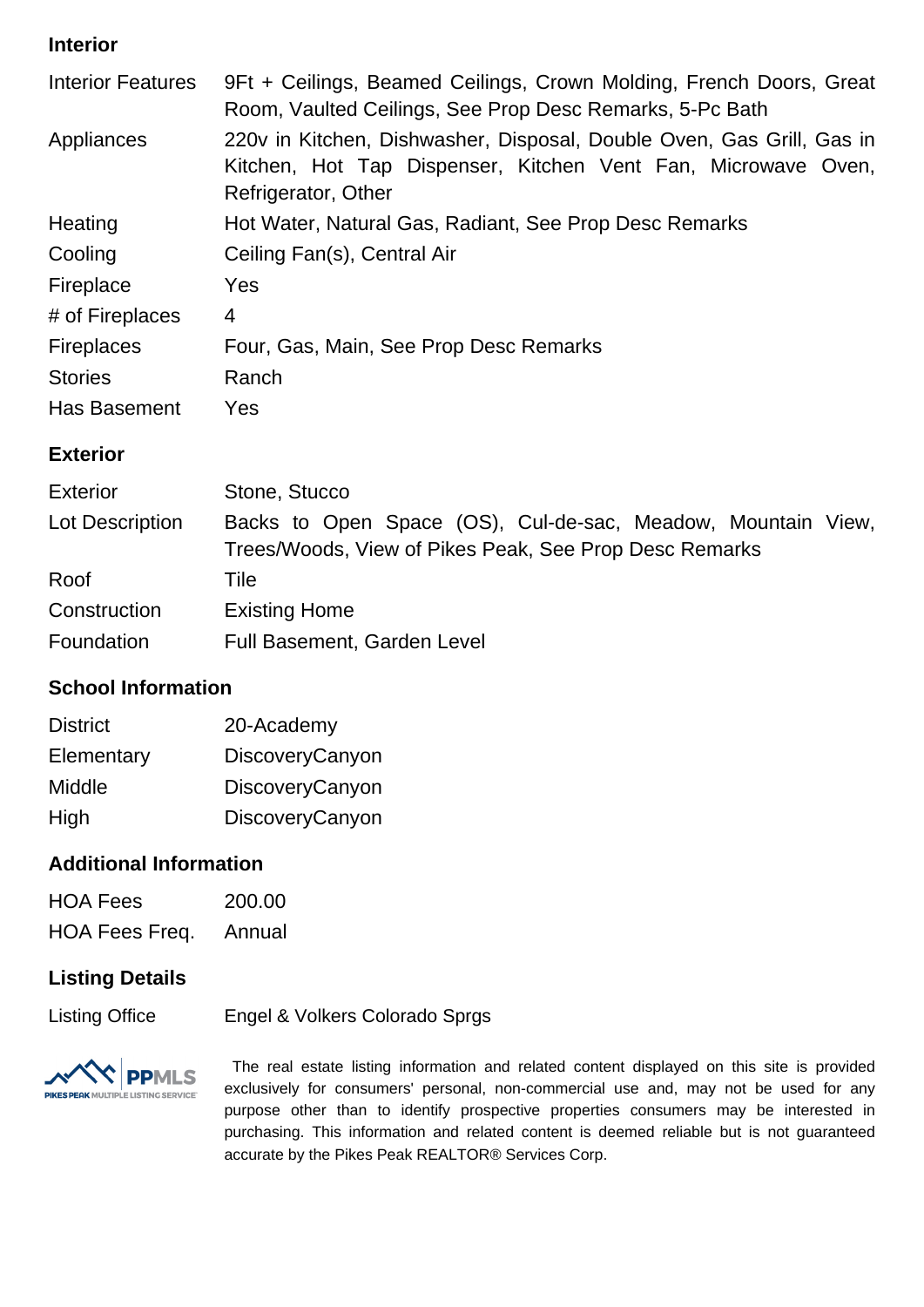### Interior

| | |
|---|---|
| Interior Features | 9Ft + Ceilings, Beamed Ceilings, Crown Molding, French Doors, Great Room, Vaulted Ceilings, See Prop Desc Remarks, 5-Pc Bath |
| Appliances | 220v in Kitchen, Dishwasher, Disposal, Double Oven, Gas Grill, Gas in Kitchen, Hot Tap Dispenser, Kitchen Vent Fan, Microwave Oven, Refrigerator, Other |
| Heating | Hot Water, Natural Gas, Radiant, See Prop Desc Remarks |
| Cooling | Ceiling Fan(s), Central Air |
| Fireplace | Yes |
| # of Fireplaces | 4 |
| Fireplaces | Four, Gas, Main, See Prop Desc Remarks |
| Stories | Ranch |
| Has Basement | Yes |

### Exterior

| | |
|---|---|
| Exterior | Stone, Stucco |
| Lot Description | Backs to Open Space (OS), Cul-de-sac, Meadow, Mountain View, Trees/Woods, View of Pikes Peak, See Prop Desc Remarks |
| Roof | Tile |
| Construction | Existing Home |
| Foundation | Full Basement, Garden Level |

### School Information

| | |
|---|---|
| District | 20-Academy |
| Elementary | DiscoveryCanyon |
| Middle | DiscoveryCanyon |
| High | DiscoveryCanyon |

### Additional Information

| | |
|---|---|
| HOA Fees | 200.00 |
| HOA Fees Freq. | Annual |

### Listing Details

| | |
|---|---|
| Listing Office | Engel & Volkers Colorado Sprgs |

PPMLS
PIKES PEAK MULTIPLE LISTING SERVICE

The real estate listing information and related content displayed on this site is provided exclusively for consumers' personal, non-commercial use and, may not be used for any purpose other than to identify prospective properties consumers may be interested in purchasing. This information and related content is deemed reliable but is not guaranteed accurate by the Pikes Peak REALTOR® Services Corp.